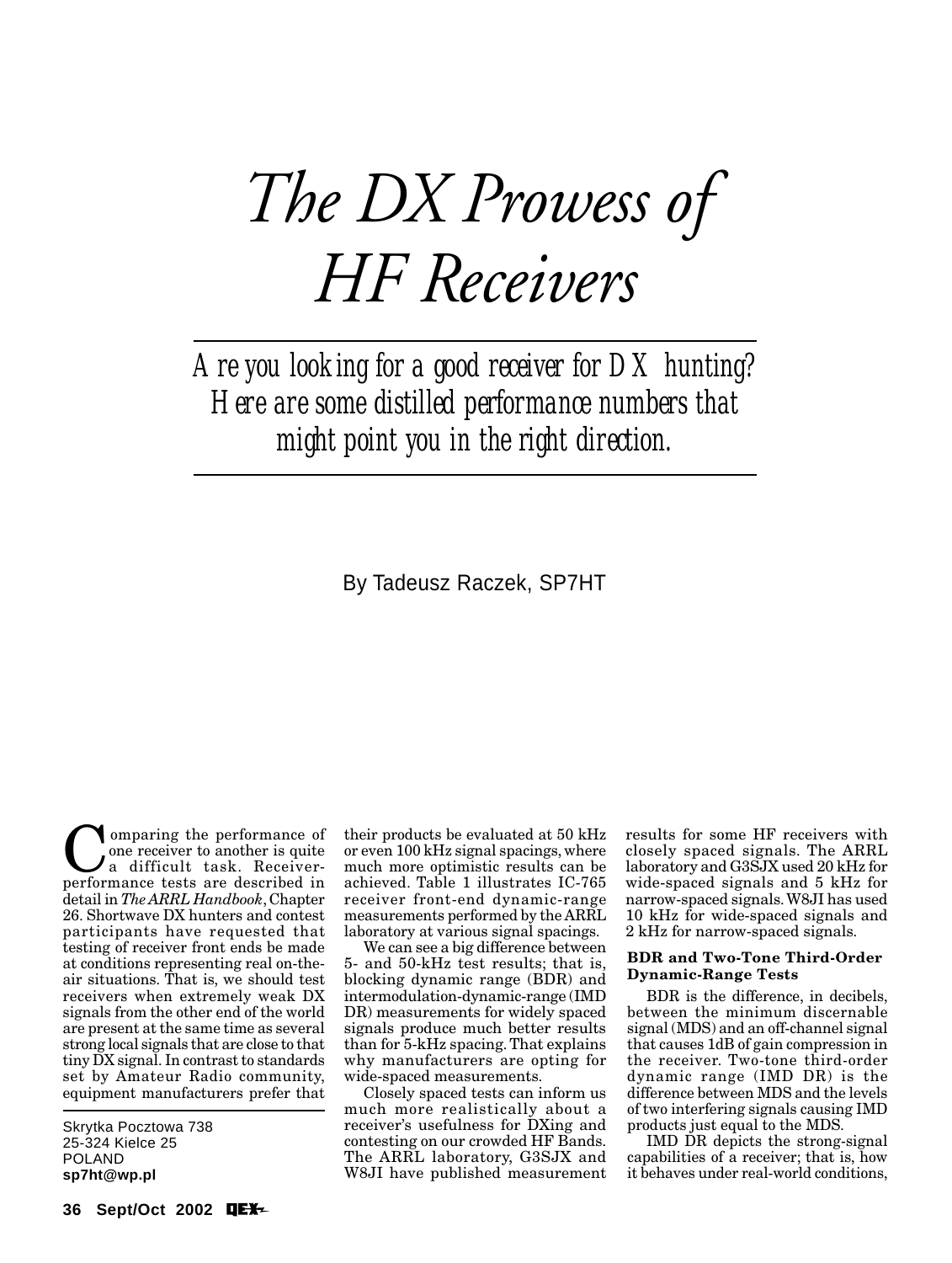# The DX Prowess of HF Receivers

*Are you looking for a good receiver for DX hunting? Here are some distilled performance numbers that might point you in the right direction.*

By Tadeusz Raczek, SP7HT

Comparing the performance of one receiver to another is quite a difficult task. Receiver-performance tests are described in detail in *The ARRL Handbook*, Chapter 26. Shortwave DX hunters and contest participants have requested that testing of receiver front ends be made at conditions representing real on-the-air situations. That is, we should test receivers when extremely weak DX signals from the other end of the world are present at the same time as several strong local signals that are close to that tiny DX signal. In contrast to standards set by Amateur Radio community, equipment manufacturers prefer that their products be evaluated at 50 kHz or even 100 kHz signal spacings, where much more optimistic results can be achieved. Table 1 illustrates IC-765 receiver front-end dynamic-range measurements performed by the ARRL laboratory at various signal spacings.

We can see a big difference between 5- and 50-kHz test results; that is, blocking dynamic range (BDR) and intermodulation-dynamic-range (IMD DR) measurements for widely spaced signals produce much better results than for 5-kHz spacing. That explains why manufacturers are opting for wide-spaced measurements.

Closely spaced tests can inform us much more realistically about a receiver's usefulness for DXing and contesting on our crowded HF Bands. The ARRL laboratory, G3SJX and W8JI have published measurement results for some HF receivers with closely spaced signals. The ARRL laboratory and G3SJX used 20 kHz for wide-spaced signals and 5 kHz for narrow-spaced signals. W8JI has used 10 kHz for wide-spaced signals and 2 kHz for narrow-spaced signals.

Skrytka Pocztowa 738
25-324 Kielce 25
POLAND
**sp7ht@wp.pl**

### BDR and Two-Tone Third-Order Dynamic-Range Tests

BDR is the difference, in decibels, between the minimum discernable signal (MDS) and an off-channel signal that causes 1dB of gain compression in the receiver. Two-tone third-order dynamic range (IMD DR) is the difference between MDS and the levels of two interfering signals causing IMD products just equal to the MDS.

IMD DR depicts the strong-signal capabilities of a receiver; that is, how it behaves under real-world conditions,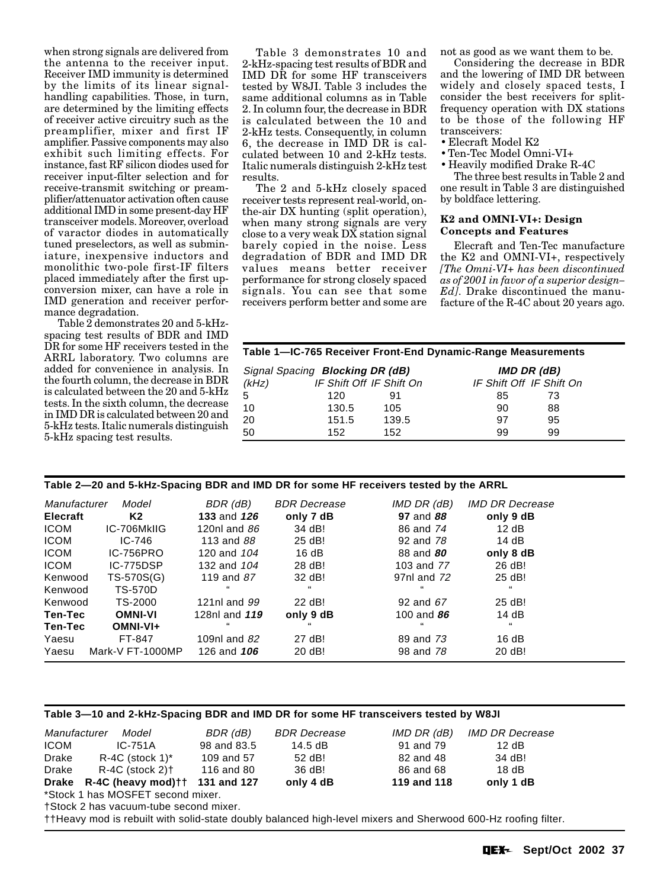when strong signals are delivered from the antenna to the receiver input. Receiver IMD immunity is determined by the limits of its linear signal-handling capabilities. Those, in turn, are determined by the limiting effects of receiver active circuitry such as the preamplifier, mixer and first IF amplifier. Passive components may also exhibit such limiting effects. For instance, fast RF silicon diodes used for receiver input-filter selection and for receive-transmit switching or preamplifier/attenuator activation often cause additional IMD in some present-day HF transceiver models. Moreover, overload of varactor diodes in automatically tuned preselectors, as well as subminiature, inexpensive inductors and monolithic two-pole first-IF filters placed immediately after the first up-conversion mixer, can have a role in IMD generation and receiver performance degradation.

Table 2 demonstrates 20 and 5-kHz-spacing test results of BDR and IMD DR for some HF receivers tested in the ARRL laboratory. Two columns are added for convenience in analysis. In the fourth column, the decrease in BDR is calculated between the 20 and 5-kHz tests. In the sixth column, the decrease in IMD DR is calculated between 20 and 5-kHz tests. Italic numerals distinguish 5-kHz spacing test results.

Table 3 demonstrates 10 and 2-kHz-spacing test results of BDR and IMD DR for some HF transceivers tested by W8JI. Table 3 includes the same additional columns as in Table 2. In column four, the decrease in BDR is calculated between the 10 and 2-kHz tests. Consequently, in column 6, the decrease in IMD DR is calculated between 10 and 2-kHz tests. Italic numerals distinguish 2-kHz test results.

The 2 and 5-kHz closely spaced receiver tests represent real-world, on-the-air DX hunting (split operation), when many strong signals are very close to a very weak DX station signal barely copied in the noise. Less degradation of BDR and IMD DR values means better receiver performance for strong closely spaced signals. You can see that some receivers perform better and some are not as good as we want them to be.

Considering the decrease in BDR and the lowering of IMD DR between widely and closely spaced tests, I consider the best receivers for split-frequency operation with DX stations to be those of the following HF transceivers:

- Elecraft Model K2
- Ten-Tec Model Omni-VI+
- Heavily modified Drake R-4C

The three best results in Table 2 and one result in Table 3 are distinguished by boldface lettering.

### K2 and OMNI-VI+: Design Concepts and Features

Elecraft and Ten-Tec manufacture the K2 and OMNI-VI+, respectively *[The Omni-VI+ has been discontinued as of 2001 in favor of a superior design–Ed]*. Drake discontinued the manufacture of the R-4C about 20 years ago.

**Table 1—IC-765 Receiver Front-End Dynamic-Range Measurements**

| *Signal Spacing* | ***Blocking DR (dB)*** | | ***IMD DR (dB)*** | |
|---|---|---|---|---|
| *(kHz)* | *IF Shift Off* | *IF Shift On* | *IF Shift Off* | *IF Shift On* |
| 5 | 120 | 91 | 85 | 73 |
| 10 | 130.5 | 105 | 90 | 88 |
| 20 | 151.5 | 139.5 | 97 | 95 |
| 50 | 152 | 152 | 99 | 99 |

**Table 2—20 and 5-kHz-Spacing BDR and IMD DR for some HF receivers tested by the ARRL**

| *Manufacturer* | *Model* | *BDR (dB)* | *BDR Decrease* | *IMD DR (dB)* | *IMD DR Decrease* |
|---|---|---|---|---|---|
| **Elecraft** | **K2** | **133** and ***126*** | **only 7 dB** | **97** and ***88*** | **only 9 dB** |
| ICOM | IC-706MkIIG | 120nl and *86* | 34 dB! | 86 and *74* | 12 dB |
| ICOM | IC-746 | 113 and *88* | 25 dB! | 92 and *78* | 14 dB |
| ICOM | IC-756PRO | 120 and *104* | 16 dB | 88 and ***80*** | **only 8 dB** |
| ICOM | IC-775DSP | 132 and *104* | 28 dB! | 103 and *77* | 26 dB! |
| Kenwood | TS-570S(G) | 119 and *87* | 32 dB! | 97nl and *72* | 25 dB! |
| Kenwood | TS-570D | " | " | " | " |
| Kenwood | TS-2000 | 121nl and *99* | 22 dB! | 92 and *67* | 25 dB! |
| **Ten-Tec** | **OMNI-VI** | 128nl and ***119*** | **only 9 dB** | 100 and ***86*** | 14 dB |
| **Ten-Tec** | **OMNI-VI+** | " | " | " | " |
| Yaesu | FT-847 | 109nl and *82* | 27 dB! | 89 and *73* | 16 dB |
| Yaesu | Mark-V FT-1000MP | 126 and ***106*** | 20 dB! | 98 and *78* | 20 dB! |

**Table 3—10 and 2-kHz-Spacing BDR and IMD DR for some HF transceivers tested by W8JI**

| *Manufacturer* | *Model* | *BDR (dB)* | *BDR Decrease* | *IMD DR (dB)* | *IMD DR Decrease* |
|---|---|---|---|---|---|
| ICOM | IC-751A | 98 and 83.5 | 14.5 dB | 91 and 79 | 12 dB |
| Drake | R-4C (stock 1)* | 109 and 57 | 52 dB! | 82 and 48 | 34 dB! |
| Drake | R-4C (stock 2)† | 116 and 80 | 36 dB! | 86 and 68 | 18 dB |
| **Drake** | **R-4C (heavy mod)††** | **131 and 127** | **only 4 dB** | **119 and 118** | **only 1 dB** |

*Stock 1 has MOSFET second mixer.

†Stock 2 has vacuum-tube second mixer.

††Heavy mod is rebuilt with solid-state doubly balanced high-level mixers and Sherwood 600-Hz roofing filter.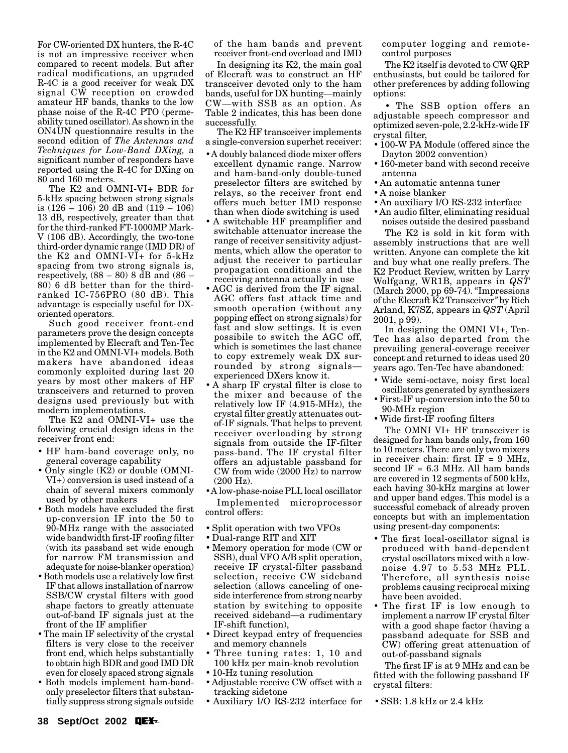For CW-oriented DX hunters, the R-4C is not an impressive receiver when compared to recent models. But after radical modifications, an upgraded R-4C is a good receiver for weak DX signal CW reception on crowded amateur HF bands, thanks to the low phase noise of the R-4C PTO (permeability tuned oscillator). As shown in the ON4UN questionnaire results in the second edition of *The Antennas and Techniques for Low-Band DXing,* a significant number of responders have reported using the R-4C for DXing on 80 and 160 meters.

The K2 and OMNI-VI+ BDR for 5-kHz spacing between strong signals is (126 – 106) 20 dB and (119 – 106) 13 dB, respectively, greater than that for the third-ranked FT-1000MP Mark-V (106 dB). Accordingly, the two-tone third-order dynamic range (IMD DR) of the K2 and OMNI-VI+ for 5-kHz spacing from two strong signals is, respectively, (88 – 80) 8 dB and (86 – 80) 6 dB better than for the third-ranked IC-756PRO (80 dB). This advantage is especially useful for DX-oriented operators.

Such good receiver front-end parameters prove the design concepts implemented by Elecraft and Ten-Tec in the K2 and OMNI-VI+ models. Both makers have abandoned ideas commonly exploited during last 20 years by most other makers of HF transceivers and returned to proven designs used previously but with modern implementations.

The K2 and OMNI-VI+ use the following crucial design ideas in the receiver front end:

- HF ham-band coverage only, no general coverage capability
- Only single (K2) or double (OMNI-VI+) conversion is used instead of a chain of several mixers commonly used by other makers
- Both models have excluded the first up-conversion IF into the 50 to 90-MHz range with the associated wide bandwidth first-IF roofing filter (with its passband set wide enough for narrow FM transmission and adequate for noise-blanker operation)
- Both models use a relatively low first IF that allows installation of narrow SSB/CW crystal filters with good shape factors to greatly attenuate out-of-band IF signals just at the front of the IF amplifier
- The main IF selectivity of the crystal filters is very close to the receiver front end, which helps substantially to obtain high BDR and good IMD DR even for closely spaced strong signals
- Both models implement ham-band-only preselector filters that substantially suppress strong signals outside of the ham bands and prevent receiver front-end overload and IMD

In designing its K2, the main goal of Elecraft was to construct an HF transceiver devoted only to the ham bands, useful for DX hunting—mainly CW—with SSB as an option. As Table 2 indicates, this has been done successfully.

The K2 HF transceiver implements a single-conversion superhet receiver:

- A doubly balanced diode mixer offers excellent dynamic range. Narrow and ham-band-only double-tuned preselector filters are switched by relays, so the receiver front end offers much better IMD response than when diode switching is used
- A switchable HF preamplifier and switchable attenuator increase the range of receiver sensitivity adjustments, which allow the operator to adjust the receiver to particular propagation conditions and the receiving antenna actually in use
- AGC is derived from the IF signal. AGC offers fast attack time and smooth operation (without any popping effect on strong signals) for fast and slow settings. It is even possibile to switch the AGC off, which is sometimes the last chance to copy extremely weak DX surrounded by strong signals—experienced DXers know it.
- A sharp IF crystal filter is close to the mixer and because of the relatively low IF (4.915-MHz), the crystal filter greatly attenuates out-of-IF signals. That helps to prevent receiver overloading by strong signals from outside the IF-filter pass-band. The IF crystal filter offers an adjustable passband for CW from wide (2000 Hz) to narrow (200 Hz).
- A low-phase-noise PLL local oscillator

Implemented microprocessor control offers:

- Split operation with two VFOs
- Dual-range RIT and XIT
- Memory operation for mode (CW or SSB), dual VFO A/B split operation, receive IF crystal-filter passband selection, receive CW sideband selection (allows canceling of one-side interference from strong nearby station by switching to opposite received sideband—a rudimentary IF-shift function),
- Direct keypad entry of frequencies and memory channels
- Three tuning rates: 1, 10 and 100 kHz per main-knob revolution
- 10-Hz tuning resolution
- Adjustable receive CW offset with a tracking sidetone
- Auxiliary I/O RS-232 interface for computer logging and remote-control purposes

The K2 itself is devoted to CW QRP enthusiasts, but could be tailored for other preferences by adding following options:

- The SSB option offers an adjustable speech compressor and optimized seven-pole, 2.2-kHz-wide IF crystal filter,
- 100-W PA Module (offered since the Dayton 2002 convention)
- 160-meter band with second receive antenna
- An automatic antenna tuner
- A noise blanker
- An auxiliary I/O RS-232 interface
- An audio filter, eliminating residual noises outside the desired passband

The K2 is sold in kit form with assembly instructions that are well written. Anyone can complete the kit and buy what one really prefers. The K2 Product Review, written by Larry Wolfgang, WR1B, appears in *QST* (March 2000, pp 69-74). "Impressions of the Elecraft K2 Transceiver" by Rich Arland, K7SZ, appears in *QST* (April 2001, p 99).

In designing the OMNI VI+, Ten-Tec has also departed from the prevailing general-coverage receiver concept and returned to ideas used 20 years ago. Ten-Tec have abandoned:

- Wide semi-octave, noisy first local oscillators generated by synthesizers
- First-IF up-conversion into the 50 to 90-MHz region
- Wide first-IF roofing filters

The OMNI VI+ HF transceiver is designed for ham bands only**,** from 160 to 10 meters. There are only two mixers in receiver chain: first IF = 9 MHz, second IF = 6.3 MHz. All ham bands are covered in 12 segments of 500 kHz, each having 30-kHz margins at lower and upper band edges. This model is a successful comeback of already proven concepts but with an implementation using present-day components:

- The first local-oscillator signal is produced with band-dependent crystal oscillators mixed with a low-noise 4.97 to 5.53 MHz PLL. Therefore, all synthesis noise problems causing reciprocal mixing have been avoided.
- The first IF is low enough to implement a narrow IF crystal filter with a good shape factor (having a passband adequate for SSB and CW) offering great attenuation of out-of-passband signals

The first IF is at 9 MHz and can be fitted with the following passband IF crystal filters:

- SSB: 1.8 kHz or 2.4 kHz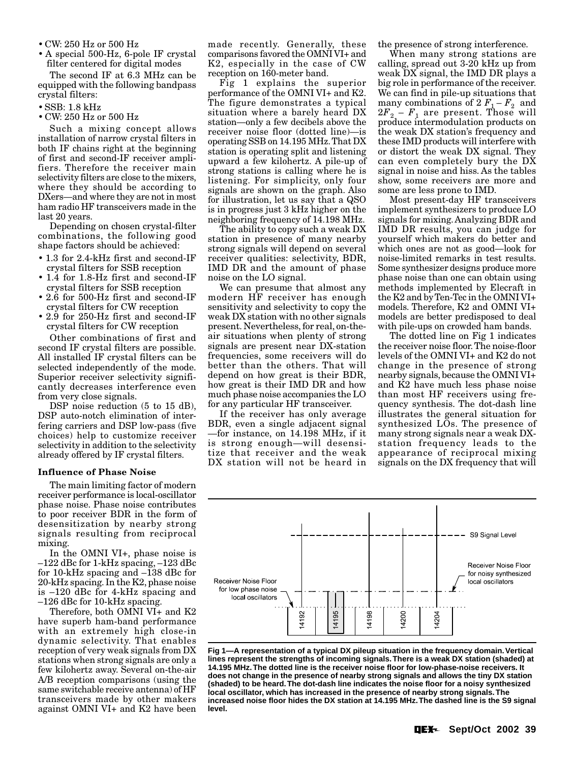- CW: 250 Hz or 500 Hz
- A special 500-Hz, 6-pole IF crystal filter centered for digital modes

The second IF at 6.3 MHz can be equipped with the following bandpass crystal filters:

- SSB: 1.8 kHz
- CW: 250 Hz or 500 Hz

Such a mixing concept allows installation of narrow crystal filters in both IF chains right at the beginning of first and second-IF receiver amplifiers. Therefore the receiver main selectivity filters are close to the mixers, where they should be according to DXers—and where they are not in most ham radio HF transceivers made in the last 20 years.

Depending on chosen crystal-filter combinations, the following good shape factors should be achieved:

- 1.3 for 2.4-kHz first and second-IF crystal filters for SSB reception
- 1.4 for 1.8-Hz first and second-IF crystal filters for SSB reception
- 2.6 for 500-Hz first and second-IF crystal filters for CW reception
- 2.9 for 250-Hz first and second-IF crystal filters for CW reception

Other combinations of first and second IF crystal filters are possible. All installed IF crystal filters can be selected independently of the mode. Superior receiver selectivity significantly decreases interference even from very close signals.

DSP noise reduction (5 to 15 dB), DSP auto-notch elimination of interfering carriers and DSP low-pass (five choices) help to customize receiver selectivity in addition to the selectivity already offered by IF crystal filters.

### Influence of Phase Noise

The main limiting factor of modern receiver performance is local-oscillator phase noise. Phase noise contributes to poor receiver BDR in the form of desensitization by nearby strong signals resulting from reciprocal mixing.

In the OMNI VI+, phase noise is –122 dBc for 1-kHz spacing, –123 dBc for 10-kHz spacing and –138 dBc for 20-kHz spacing. In the K2, phase noise is –120 dBc for 4-kHz spacing and –126 dBc for 10-kHz spacing.

Therefore, both OMNI VI+ and K2 have superb ham-band performance with an extremely high close-in dynamic selectivity. That enables reception of very weak signals from DX stations when strong signals are only a few kilohertz away. Several on-the-air A/B reception comparisons (using the same switchable receive antenna) of HF transceivers made by other makers against OMNI VI+ and K2 have been made recently. Generally, these comparisons favored the OMNI VI+ and K2, especially in the case of CW reception on 160-meter band.

Fig 1 explains the superior performance of the OMNI VI+ and K2. The figure demonstrates a typical situation where a barely heard DX station—only a few decibels above the receiver noise floor (dotted line)—is operating SSB on 14.195 MHz. That DX station is operating split and listening upward a few kilohertz. A pile-up of strong stations is calling where he is listening. For simplicity, only four signals are shown on the graph. Also for illustration, let us say that a QSO is in progress just 3 kHz higher on the neighboring frequency of 14.198 MHz.

The ability to copy such a weak DX station in presence of many nearby strong signals will depend on several receiver qualities: selectivity, BDR, IMD DR and the amount of phase noise on the LO signal.

We can presume that almost any modern HF receiver has enough sensitivity and selectivity to copy the weak DX station with no other signals present. Nevertheless, for real, on-the-air situations when plenty of strong signals are present near DX-station frequencies, some receivers will do better than the others. That will depend on how great is their BDR, how great is their IMD DR and how much phase noise accompanies the LO for any particular HF transceiver.

If the receiver has only average BDR, even a single adjacent signal —for instance, on 14.198 MHz, if it is strong enough—will desensitize that receiver and the weak DX station will not be heard in the presence of strong interference.

When many strong stations are calling, spread out 3-20 kHz up from weak DX signal, the IMD DR plays a big role in performance of the receiver. We can find in pile-up situations that many combinations of $2F_1 - F_2$ and $2F_2 - F_1$ are present. Those will produce intermodulation products on the weak DX station's frequency and these IMD products will interfere with or distort the weak DX signal. They can even completely bury the DX signal in noise and hiss. As the tables show, some receivers are more and some are less prone to IMD.

Most present-day HF transceivers implement synthesizers to produce LO signals for mixing. Analyzing BDR and IMD DR results, you can judge for yourself which makers do better and which ones are not as good—look for noise-limited remarks in test results. Some synthesizer designs produce more phase noise than one can obtain using methods implemented by Elecraft in the K2 and by Ten-Tec in the OMNI VI+ models. Therefore, K2 and OMNI VI+ models are better predisposed to deal with pile-ups on crowded ham bands.

The dotted line on Fig 1 indicates the receiver noise floor. The noise-floor levels of the OMNI VI+ and K2 do not change in the presence of strong nearby signals, because the OMNI VI+ and K2 have much less phase noise than most HF receivers using frequency synthesis. The dot-dash line illustrates the general situation for synthesized LOs. The presence of many strong signals near a weak DX-station frequency leads to the appearance of reciprocal mixing signals on the DX frequency that will

Fig 1—A representation of a typical DX pileup situation in the frequency domain. Vertical lines represent the strengths of incoming signals. There is a weak DX station (shaded) at 14.195 MHz. The dotted line is the receiver noise floor for low-phase-noise receivers. It does not change in the presence of nearby strong signals and allows the tiny DX station (shaded) to be heard. The dot-dash line indicates the noise floor for a noisy synthesized local oscillator, which has increased in the presence of nearby strong signals. The increased noise floor hides the DX station at 14.195 MHz. The dashed line is the S9 signal level.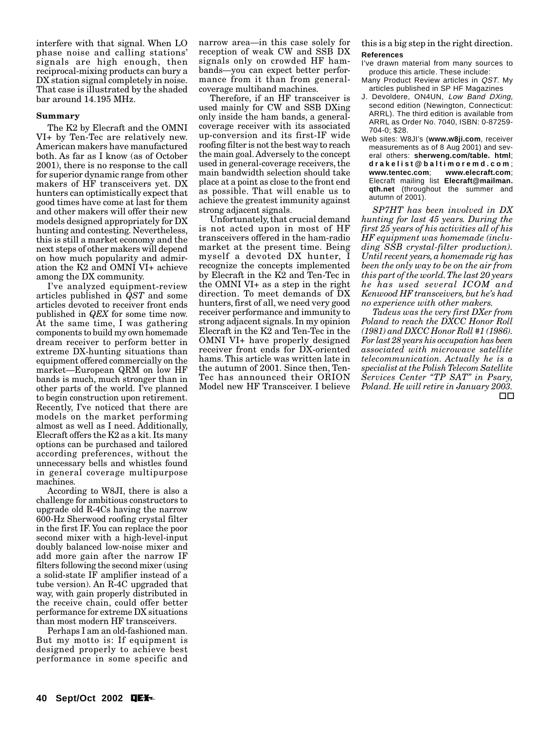interfere with that signal. When LO phase noise and calling stations' signals are high enough, then reciprocal-mixing products can bury a DX station signal completely in noise. That case is illustrated by the shaded bar around 14.195 MHz.

### Summary

The K2 by Elecraft and the OMNI VI+ by Ten-Tec are relatively new. American makers have manufactured both. As far as I know (as of October 2001), there is no response to the call for superior dynamic range from other makers of HF transceivers yet. DX hunters can optimistically expect that good times have come at last for them and other makers will offer their new models designed appropriately for DX hunting and contesting. Nevertheless, this is still a market economy and the next steps of other makers will depend on how much popularity and admiration the K2 and OMNI VI+ achieve among the DX community.

I've analyzed equipment-review articles published in *QST* and some articles devoted to receiver front ends published in *QEX* for some time now. At the same time, I was gathering components to build my own homemade dream receiver to perform better in extreme DX-hunting situations than equipment offered commercially on the market—European QRM on low HF bands is much, much stronger than in other parts of the world. I've planned to begin construction upon retirement. Recently, I've noticed that there are models on the market performing almost as well as I need. Additionally, Elecraft offers the K2 as a kit. Its many options can be purchased and tailored according preferences, without the unnecessary bells and whistles found in general coverage multipurpose machines.

According to W8JI, there is also a challenge for ambitious constructors to upgrade old R-4Cs having the narrow 600-Hz Sherwood roofing crystal filter in the first IF. You can replace the poor second mixer with a high-level-input doubly balanced low-noise mixer and add more gain after the narrow IF filters following the second mixer (using a solid-state IF amplifier instead of a tube version). An R-4C upgraded that way, with gain properly distributed in the receive chain, could offer better performance for extreme DX situations than most modern HF transceivers.

Perhaps I am an old-fashioned man. But my motto is: If equipment is designed properly to achieve best performance in some specific and narrow area—in this case solely for reception of weak CW and SSB DX signals only on crowded HF ham-bands—you can expect better performance from it than from general-coverage multiband machines.

Therefore, if an HF transceiver is used mainly for CW and SSB DXing only inside the ham bands, a general-coverage receiver with its associated up-conversion and its first-IF wide roofing filter is not the best way to reach the main goal. Adversely to the concept used in general-coverage receivers, the main bandwidth selection should take place at a point as close to the front end as possible. That will enable us to achieve the greatest immunity against strong adjacent signals.

Unfortunately, that crucial demand is not acted upon in most of HF transceivers offered in the ham-radio market at the present time. Being myself a devoted DX hunter, I recognize the concepts implemented by Elecraft in the K2 and Ten-Tec in the OMNI VI+ as a step in the right direction. To meet demands of DX hunters, first of all, we need very good receiver performance and immunity to strong adjacent signals. In my opinion Elecraft in the K2 and Ten-Tec in the OMNI VI+ have properly designed receiver front ends for DX-oriented hams. This article was written late in the autumn of 2001. Since then, Ten-Tec has announced their ORION Model new HF Transceiver. I believe this is a big step in the right direction.

### References

I've drawn material from many sources to produce this article. These include:

Many Product Review articles in *QST*. My articles published in SP HF Magazines

J. Devoldere, ON4UN, *Low Band DXing*, second edition (Newington, Connecticut: ARRL). The third edition is available from ARRL as Order No. 7040, ISBN: 0-87259-704-0; $28.

Web sites: W8JI's (**www.w8ji.com**, receiver measurements as of 8 Aug 2001) and several others: **sherweng.com/table.html**; **drakelist@baltimoremd.com**; **www.tentec.com**; **www.elecraft.com**; Elecraft mailing list **Elecraft@mailman.qth.net** (throughout the summer and autumn of 2001).

*SP7HT has been involved in DX hunting for last 45 years. During the first 25 years of his activities all of his HF equipment was homemade (including SSB crystal-filter production). Until recent years, a homemade rig has been the only way to be on the air from this part of the world. The last 20 years he has used several ICOM and Kenwood HF transceivers, but he's had no experience with other makers.*

*Tadeus was the very first DXer from Poland to reach the DXCC Honor Roll (1981) and DXCC Honor Roll #1 (1986). For last 28 years his occupation has been associated with microwave satellite telecommunication. Actually he is a specialist at the Polish Telecom Satellite Services Center "TP SAT" in Psary, Poland. He will retire in January 2003.*